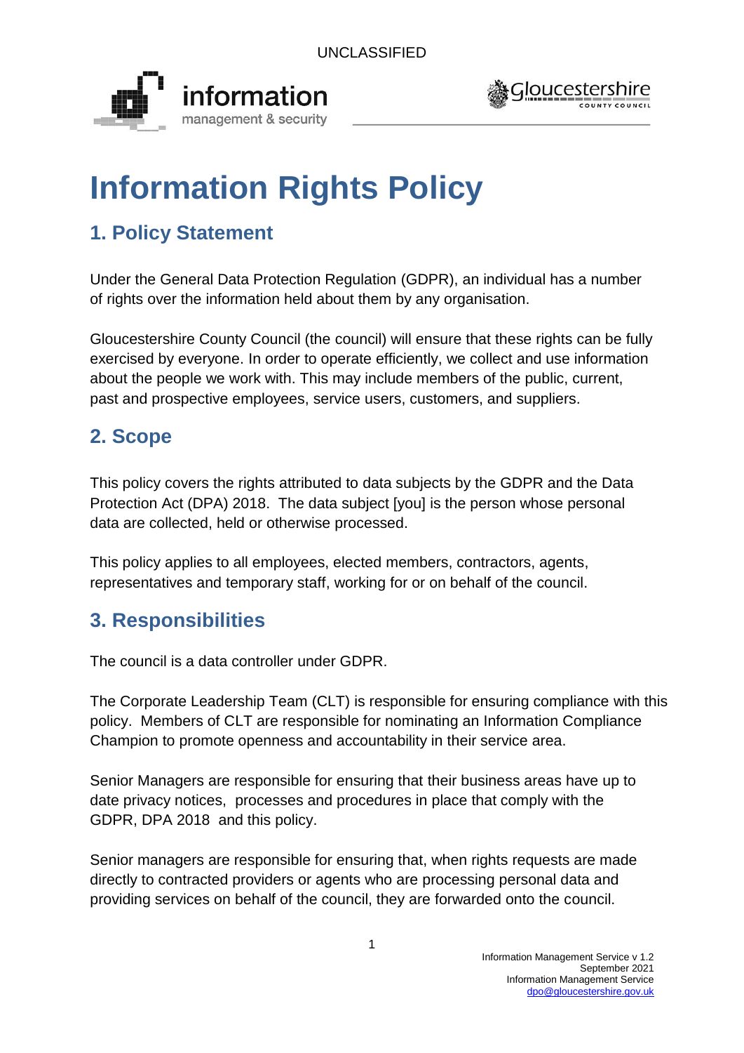# Information Rights Policy

## 1. Policy Statement

Under the General Data Protection Regulation (GDPR), an individual has a number of rights over the information held about them by any organisation.

Gloucestershire County Council (the council) will ensure that these rights can be fully exercised by everyone. In order to operate efficiently, we collect and use information about the people we work with. This may include members of the public, current, past and prospective employees, service users, customers, and suppliers.

## 2. Scope

This policy covers the rights attributed to data subjects by the GDPR and the Data Protection Act (DPA) 2018. The data subject [you] is the person whose personal data are collected, held or otherwise processed.

This policy applies to all employees, elected members, contractors, agents, representatives and temporary staff, working for or on behalf of the council.

## 3. Responsibilities

The council is a data controller under GDPR.

The Corporate Leadership Team (CLT) is responsible for ensuring compliance with this policy. Members of CLT are responsible for nominating an Information Compliance Champion to promote openness and accountability in their service area.

Senior Managers are responsible for ensuring that their business areas have up to date privacy notices, processes and procedures in place that comply with the GDPR, DPA 2018 and this policy.

Senior managers are responsible for ensuring that, when rights requests are made directly to contracted providers or agents who are processing personal data and providing services on behalf of the council, they are forwarded onto the council.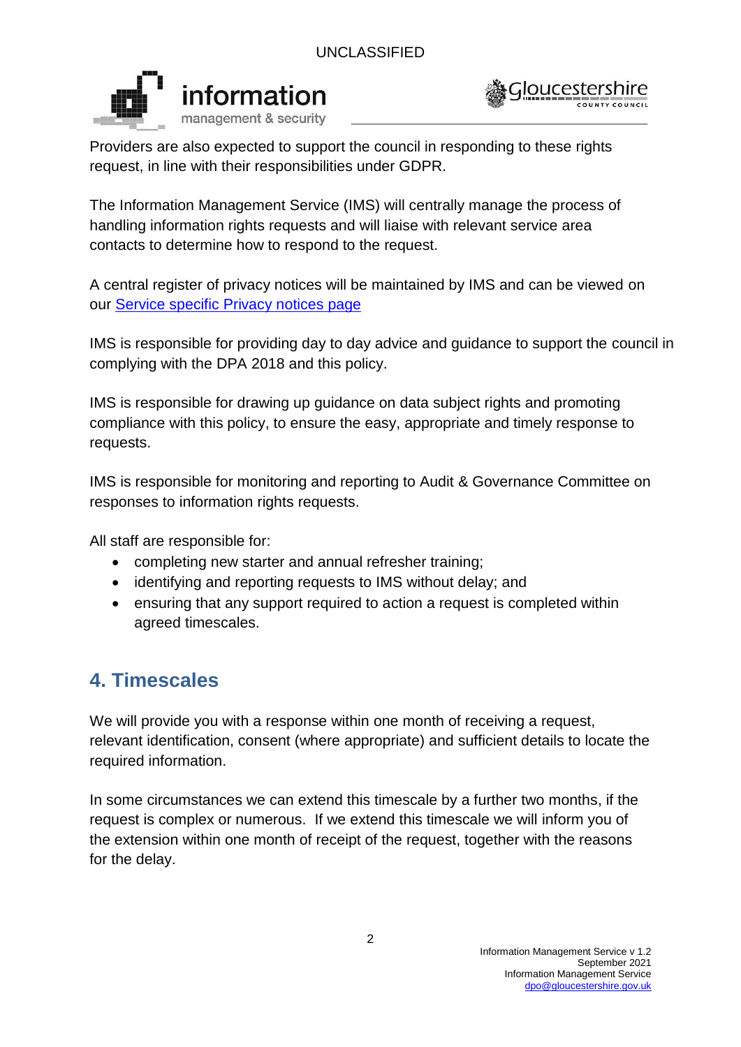Providers are also expected to support the council in responding to these rights request, in line with their responsibilities under GDPR.

The Information Management Service (IMS) will centrally manage the process of handling information rights requests and will liaise with relevant service area contacts to determine how to respond to the request.

A central register of privacy notices will be maintained by IMS and can be viewed on our [Service specific Privacy notices page]()

IMS is responsible for providing day to day advice and guidance to support the council in complying with the DPA 2018 and this policy.

IMS is responsible for drawing up guidance on data subject rights and promoting compliance with this policy, to ensure the easy, appropriate and timely response to requests.

IMS is responsible for monitoring and reporting to Audit & Governance Committee on responses to information rights requests.

All staff are responsible for:

- completing new starter and annual refresher training;
- identifying and reporting requests to IMS without delay; and
- ensuring that any support required to action a request is completed within agreed timescales.

## 4. Timescales

We will provide you with a response within one month of receiving a request, relevant identification, consent (where appropriate) and sufficient details to locate the required information.

In some circumstances we can extend this timescale by a further two months, if the request is complex or numerous. If we extend this timescale we will inform you of the extension within one month of receipt of the request, together with the reasons for the delay.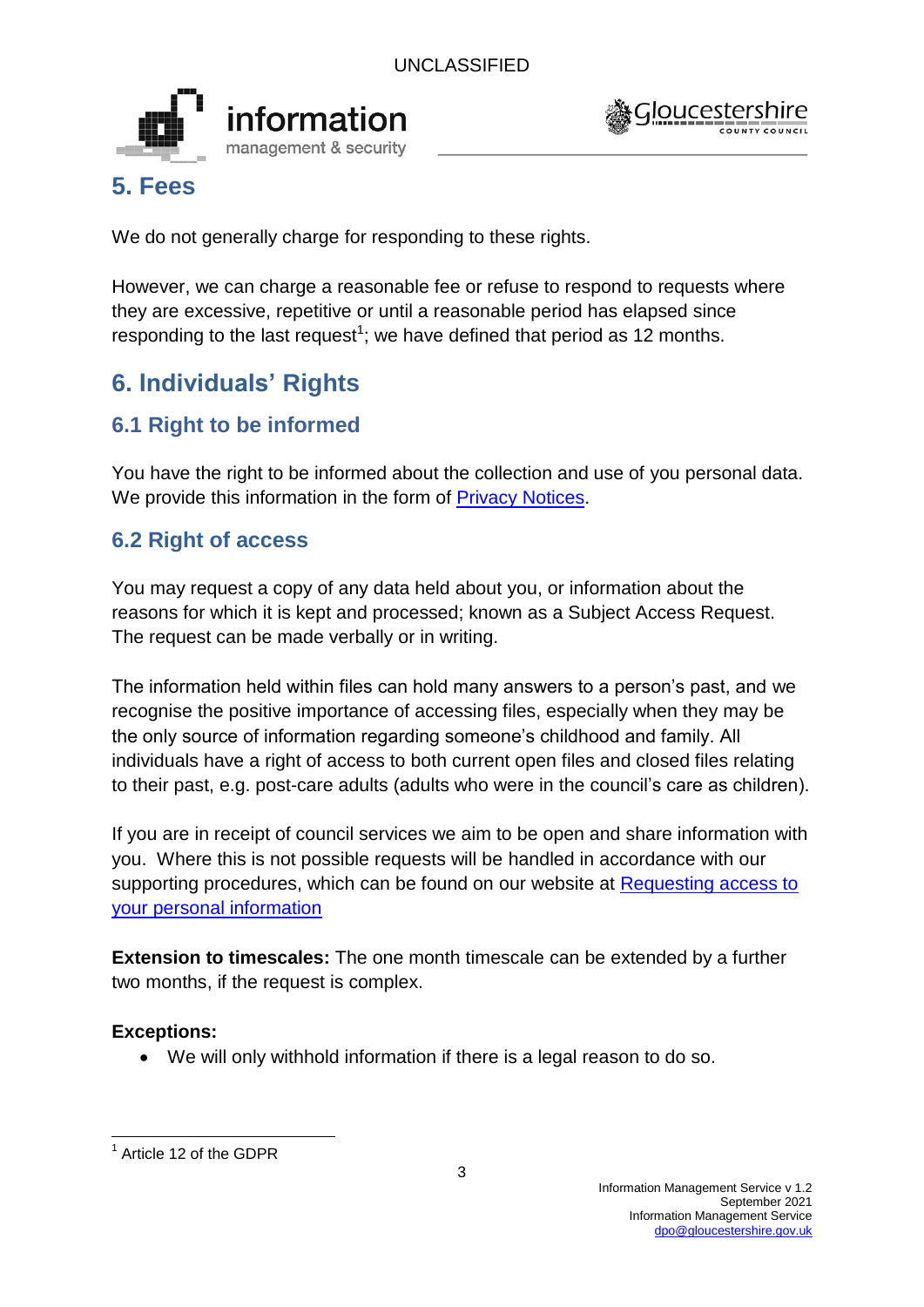## 5. Fees

We do not generally charge for responding to these rights.

However, we can charge a reasonable fee or refuse to respond to requests where they are excessive, repetitive or until a reasonable period has elapsed since responding to the last request[1]; we have defined that period as 12 months.

## 6. Individuals' Rights

### 6.1 Right to be informed

You have the right to be informed about the collection and use of you personal data. We provide this information in the form of [Privacy Notices](#).

### 6.2 Right of access

You may request a copy of any data held about you, or information about the reasons for which it is kept and processed; known as a Subject Access Request. The request can be made verbally or in writing.

The information held within files can hold many answers to a person's past, and we recognise the positive importance of accessing files, especially when they may be the only source of information regarding someone's childhood and family. All individuals have a right of access to both current open files and closed files relating to their past, e.g. post-care adults (adults who were in the council's care as children).

If you are in receipt of council services we aim to be open and share information with you. Where this is not possible requests will be handled in accordance with our supporting procedures, which can be found on our website at [Requesting access to your personal information](#)

**Extension to timescales:** The one month timescale can be extended by a further two months, if the request is complex.

**Exceptions:**

- We will only withhold information if there is a legal reason to do so.

---

[1] Article 12 of the GDPR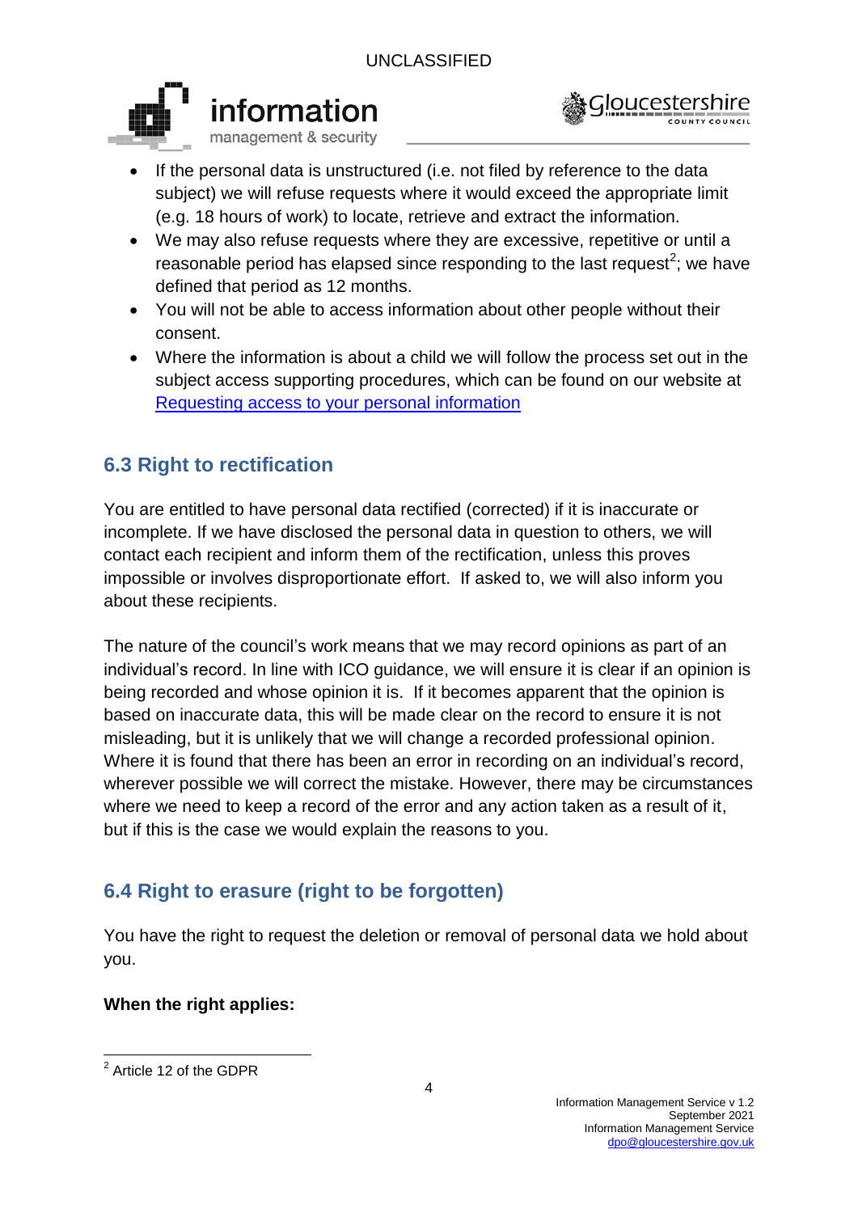- If the personal data is unstructured (i.e. not filed by reference to the data subject) we will refuse requests where it would exceed the appropriate limit (e.g. 18 hours of work) to locate, retrieve and extract the information.
- We may also refuse requests where they are excessive, repetitive or until a reasonable period has elapsed since responding to the last request[2]; we have defined that period as 12 months.
- You will not be able to access information about other people without their consent.
- Where the information is about a child we will follow the process set out in the subject access supporting procedures, which can be found on our website at [Requesting access to your personal information]

## 6.3 Right to rectification

You are entitled to have personal data rectified (corrected) if it is inaccurate or incomplete. If we have disclosed the personal data in question to others, we will contact each recipient and inform them of the rectification, unless this proves impossible or involves disproportionate effort. If asked to, we will also inform you about these recipients.

The nature of the council's work means that we may record opinions as part of an individual's record. In line with ICO guidance, we will ensure it is clear if an opinion is being recorded and whose opinion it is. If it becomes apparent that the opinion is based on inaccurate data, this will be made clear on the record to ensure it is not misleading, but it is unlikely that we will change a recorded professional opinion. Where it is found that there has been an error in recording on an individual's record, wherever possible we will correct the mistake. However, there may be circumstances where we need to keep a record of the error and any action taken as a result of it, but if this is the case we would explain the reasons to you.

## 6.4 Right to erasure (right to be forgotten)

You have the right to request the deletion or removal of personal data we hold about you.

**When the right applies:**

[2] Article 12 of the GDPR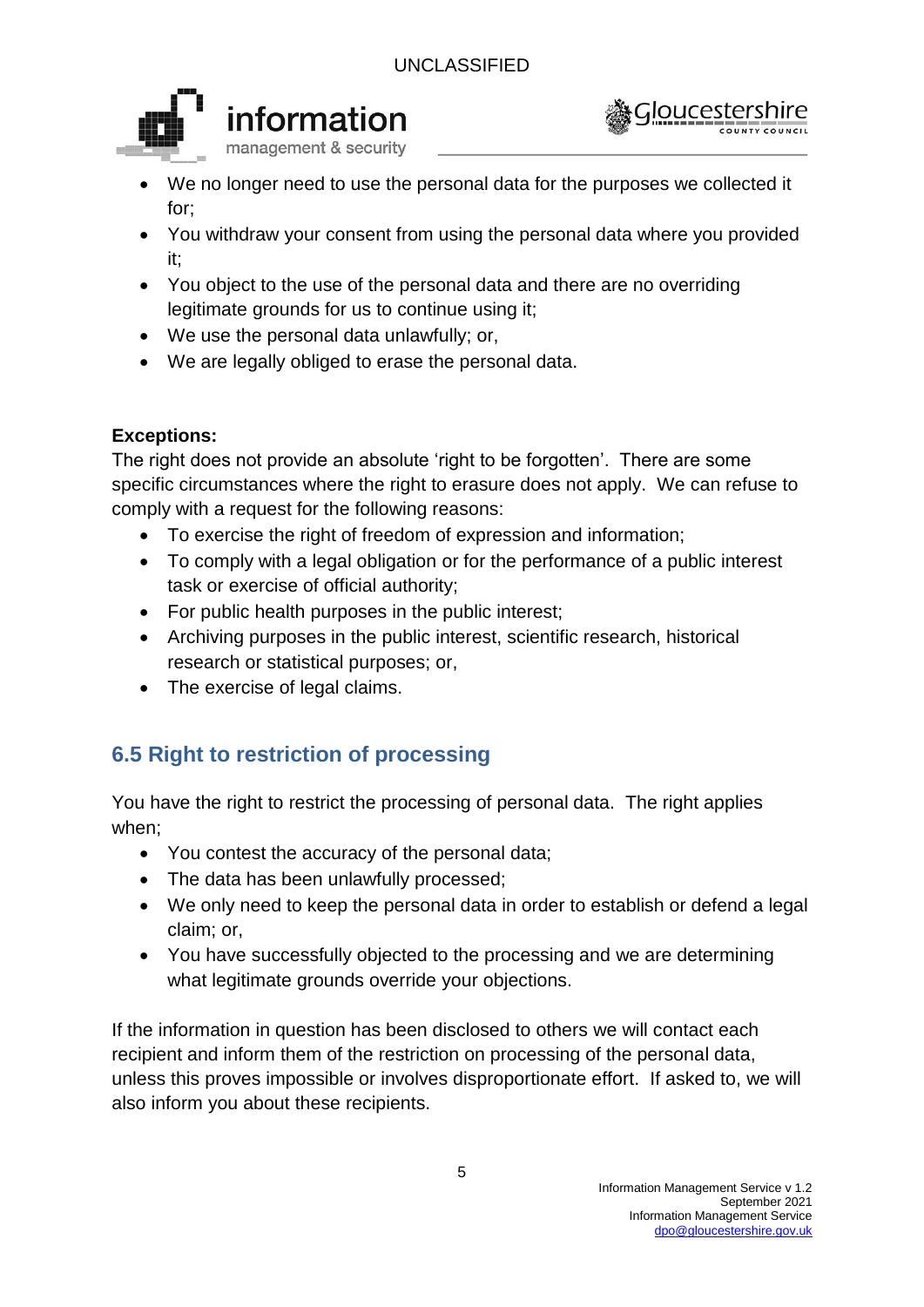- We no longer need to use the personal data for the purposes we collected it for;
- You withdraw your consent from using the personal data where you provided it;
- You object to the use of the personal data and there are no overriding legitimate grounds for us to continue using it;
- We use the personal data unlawfully; or,
- We are legally obliged to erase the personal data.

**Exceptions:**
The right does not provide an absolute 'right to be forgotten'. There are some specific circumstances where the right to erasure does not apply. We can refuse to comply with a request for the following reasons:

- To exercise the right of freedom of expression and information;
- To comply with a legal obligation or for the performance of a public interest task or exercise of official authority;
- For public health purposes in the public interest;
- Archiving purposes in the public interest, scientific research, historical research or statistical purposes; or,
- The exercise of legal claims.

## 6.5 Right to restriction of processing

You have the right to restrict the processing of personal data. The right applies when;

- You contest the accuracy of the personal data;
- The data has been unlawfully processed;
- We only need to keep the personal data in order to establish or defend a legal claim; or,
- You have successfully objected to the processing and we are determining what legitimate grounds override your objections.

If the information in question has been disclosed to others we will contact each recipient and inform them of the restriction on processing of the personal data, unless this proves impossible or involves disproportionate effort. If asked to, we will also inform you about these recipients.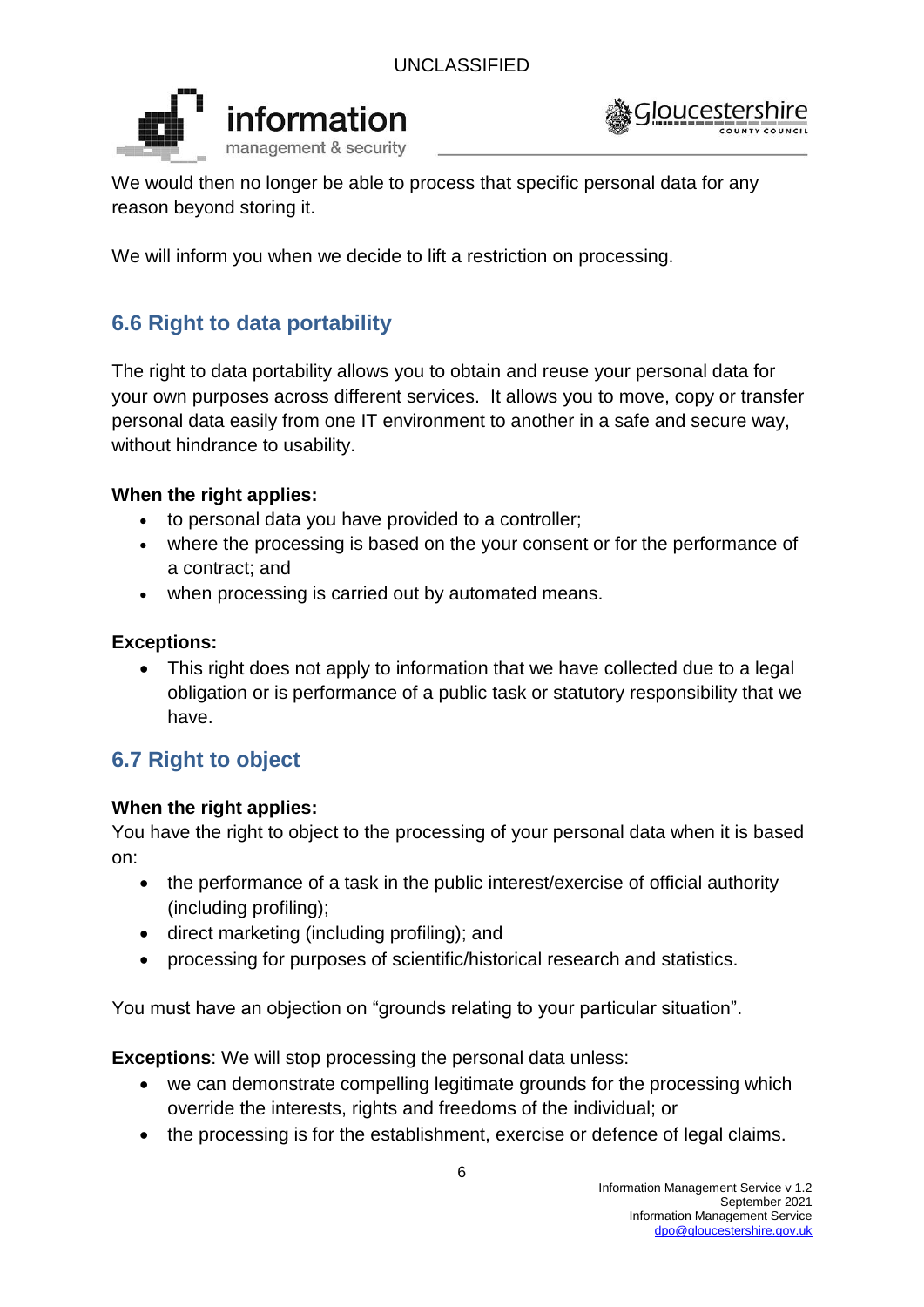We would then no longer be able to process that specific personal data for any reason beyond storing it.

We will inform you when we decide to lift a restriction on processing.

## 6.6 Right to data portability

The right to data portability allows you to obtain and reuse your personal data for your own purposes across different services. It allows you to move, copy or transfer personal data easily from one IT environment to another in a safe and secure way, without hindrance to usability.

**When the right applies:**

- to personal data you have provided to a controller;
- where the processing is based on the your consent or for the performance of a contract; and
- when processing is carried out by automated means.

**Exceptions:**

- This right does not apply to information that we have collected due to a legal obligation or is performance of a public task or statutory responsibility that we have.

## 6.7 Right to object

**When the right applies:**

You have the right to object to the processing of your personal data when it is based on:

- the performance of a task in the public interest/exercise of official authority (including profiling);
- direct marketing (including profiling); and
- processing for purposes of scientific/historical research and statistics.

You must have an objection on "grounds relating to your particular situation".

**Exceptions**: We will stop processing the personal data unless:

- we can demonstrate compelling legitimate grounds for the processing which override the interests, rights and freedoms of the individual; or
- the processing is for the establishment, exercise or defence of legal claims.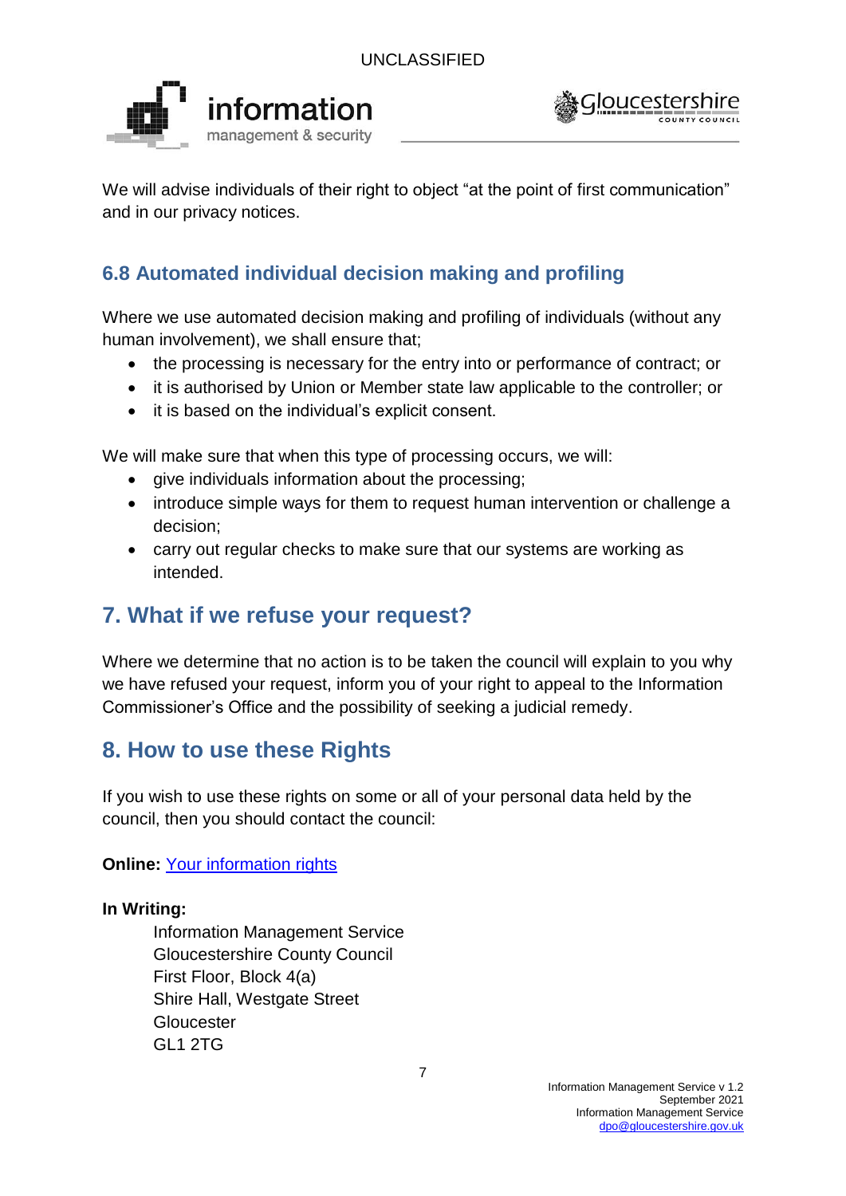We will advise individuals of their right to object "at the point of first communication" and in our privacy notices.

### 6.8 Automated individual decision making and profiling

Where we use automated decision making and profiling of individuals (without any human involvement), we shall ensure that;

- the processing is necessary for the entry into or performance of contract; or
- it is authorised by Union or Member state law applicable to the controller; or
- it is based on the individual's explicit consent.

We will make sure that when this type of processing occurs, we will:

- give individuals information about the processing;
- introduce simple ways for them to request human intervention or challenge a decision;
- carry out regular checks to make sure that our systems are working as intended.

## 7. What if we refuse your request?

Where we determine that no action is to be taken the council will explain to you why we have refused your request, inform you of your right to appeal to the Information Commissioner's Office and the possibility of seeking a judicial remedy.

## 8. How to use these Rights

If you wish to use these rights on some or all of your personal data held by the council, then you should contact the council:

**Online:** Your information rights

**In Writing:**

Information Management Service
Gloucestershire County Council
First Floor, Block 4(a)
Shire Hall, Westgate Street
Gloucester
GL1 2TG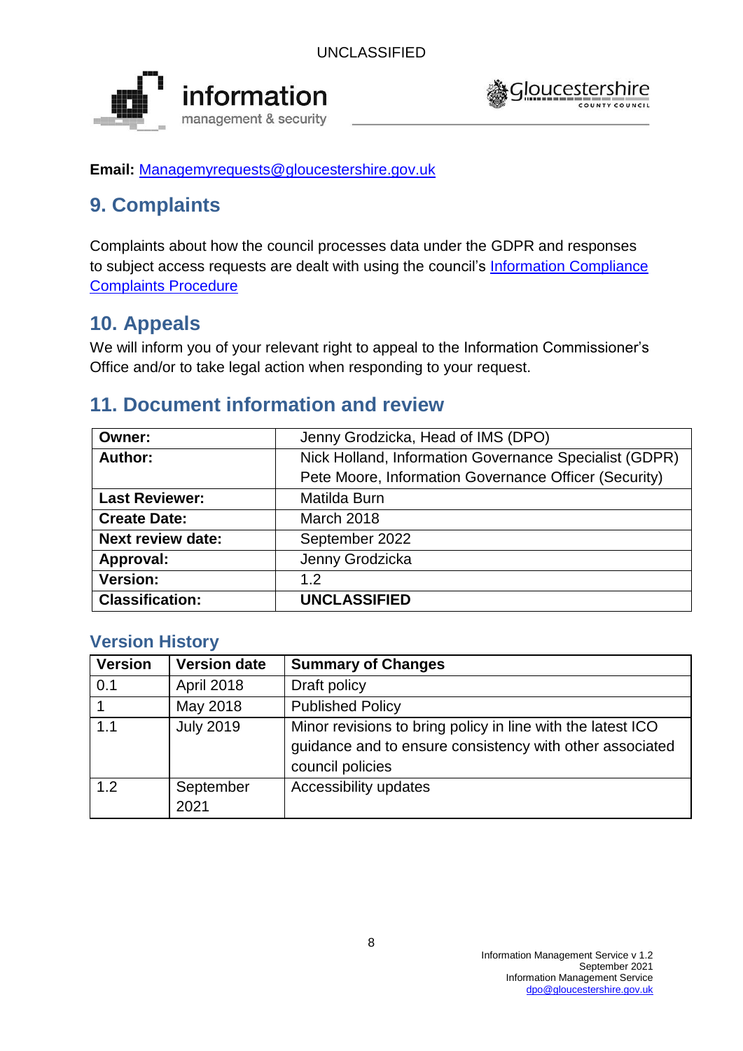**Email:** [Managemyrequests@gloucestershire.gov.uk](mailto:Managemyrequests@gloucestershire.gov.uk)

## 9. Complaints

Complaints about how the council processes data under the GDPR and responses to subject access requests are dealt with using the council's [Information Compliance Complaints Procedure]()

## 10. Appeals

We will inform you of your relevant right to appeal to the Information Commissioner's Office and/or to take legal action when responding to your request.

## 11. Document information and review

| | |
|---|---|
| **Owner:** | Jenny Grodzicka, Head of IMS (DPO) |
| **Author:** | Nick Holland, Information Governance Specialist (GDPR)<br>Pete Moore, Information Governance Officer (Security) |
| **Last Reviewer:** | Matilda Burn |
| **Create Date:** | March 2018 |
| **Next review date:** | September 2022 |
| **Approval:** | Jenny Grodzicka |
| **Version:** | 1.2 |
| **Classification:** | **UNCLASSIFIED** |

### Version History

| Version | Version date | Summary of Changes |
|---|---|---|
| 0.1 | April 2018 | Draft policy |
| 1 | May 2018 | Published Policy |
| 1.1 | July 2019 | Minor revisions to bring policy in line with the latest ICO guidance and to ensure consistency with other associated council policies |
| 1.2 | September 2021 | Accessibility updates |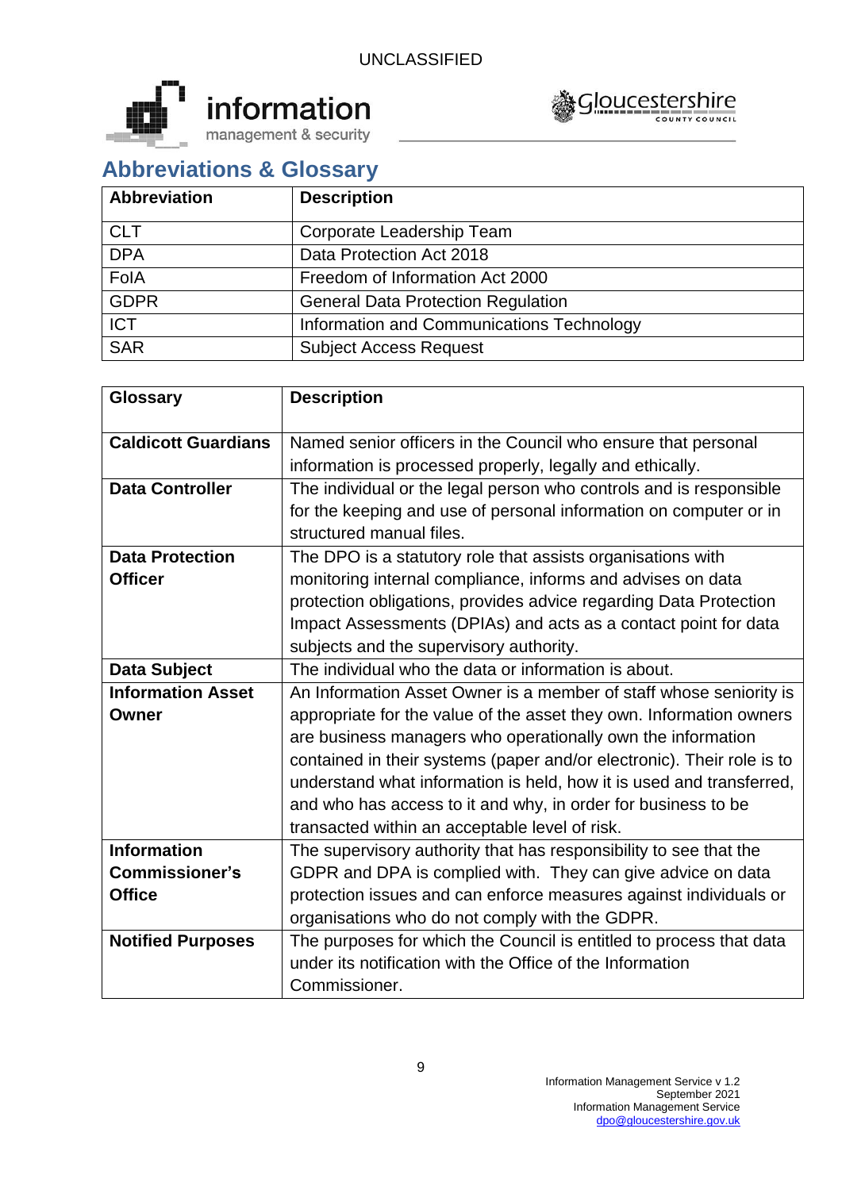## Abbreviations & Glossary

| Abbreviation | Description |
|---|---|
| CLT | Corporate Leadership Team |
| DPA | Data Protection Act 2018 |
| FoIA | Freedom of Information Act 2000 |
| GDPR | General Data Protection Regulation |
| ICT | Information and Communications Technology |
| SAR | Subject Access Request |

| Glossary | Description |
|---|---|
| **Caldicott Guardians** | Named senior officers in the Council who ensure that personal information is processed properly, legally and ethically. |
| **Data Controller** | The individual or the legal person who controls and is responsible for the keeping and use of personal information on computer or in structured manual files. |
| **Data Protection Officer** | The DPO is a statutory role that assists organisations with monitoring internal compliance, informs and advises on data protection obligations, provides advice regarding Data Protection Impact Assessments (DPIAs) and acts as a contact point for data subjects and the supervisory authority. |
| **Data Subject** | The individual who the data or information is about. |
| **Information Asset Owner** | An Information Asset Owner is a member of staff whose seniority is appropriate for the value of the asset they own. Information owners are business managers who operationally own the information contained in their systems (paper and/or electronic). Their role is to understand what information is held, how it is used and transferred, and who has access to it and why, in order for business to be transacted within an acceptable level of risk. |
| **Information Commissioner's Office** | The supervisory authority that has responsibility to see that the GDPR and DPA is complied with. They can give advice on data protection issues and can enforce measures against individuals or organisations who do not comply with the GDPR. |
| **Notified Purposes** | The purposes for which the Council is entitled to process that data under its notification with the Office of the Information Commissioner. |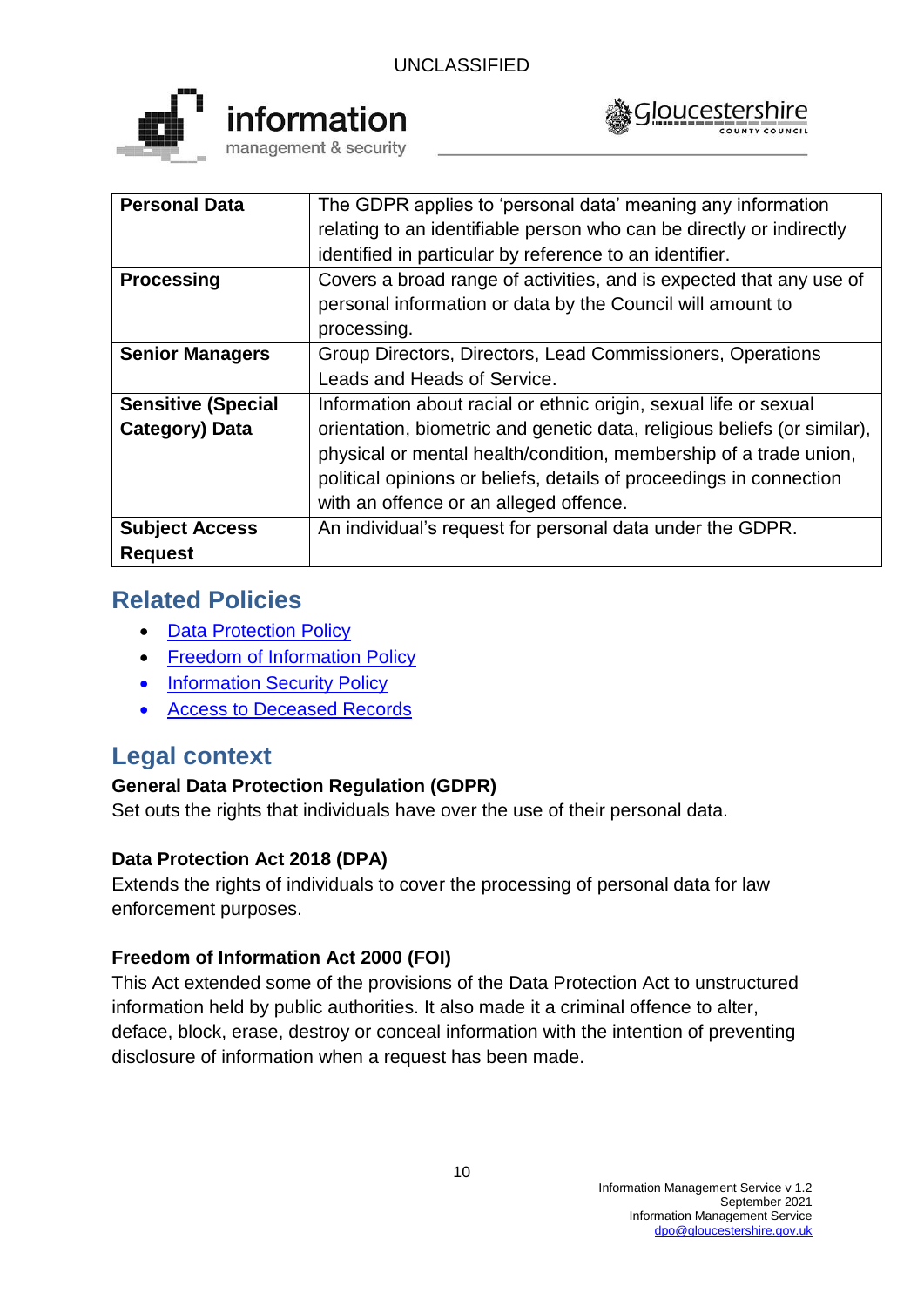| | |
|---|---|
| **Personal Data** | The GDPR applies to 'personal data' meaning any information relating to an identifiable person who can be directly or indirectly identified in particular by reference to an identifier. |
| **Processing** | Covers a broad range of activities, and is expected that any use of personal information or data by the Council will amount to processing. |
| **Senior Managers** | Group Directors, Directors, Lead Commissioners, Operations Leads and Heads of Service. |
| **Sensitive (Special Category) Data** | Information about racial or ethnic origin, sexual life or sexual orientation, biometric and genetic data, religious beliefs (or similar), physical or mental health/condition, membership of a trade union, political opinions or beliefs, details of proceedings in connection with an offence or an alleged offence. |
| **Subject Access Request** | An individual's request for personal data under the GDPR. |

## Related Policies

- Data Protection Policy
- Freedom of Information Policy
- Information Security Policy
- Access to Deceased Records

## Legal context

**General Data Protection Regulation (GDPR)**
Set outs the rights that individuals have over the use of their personal data.

**Data Protection Act 2018 (DPA)**
Extends the rights of individuals to cover the processing of personal data for law enforcement purposes.

**Freedom of Information Act 2000 (FOI)**
This Act extended some of the provisions of the Data Protection Act to unstructured information held by public authorities. It also made it a criminal offence to alter, deface, block, erase, destroy or conceal information with the intention of preventing disclosure of information when a request has been made.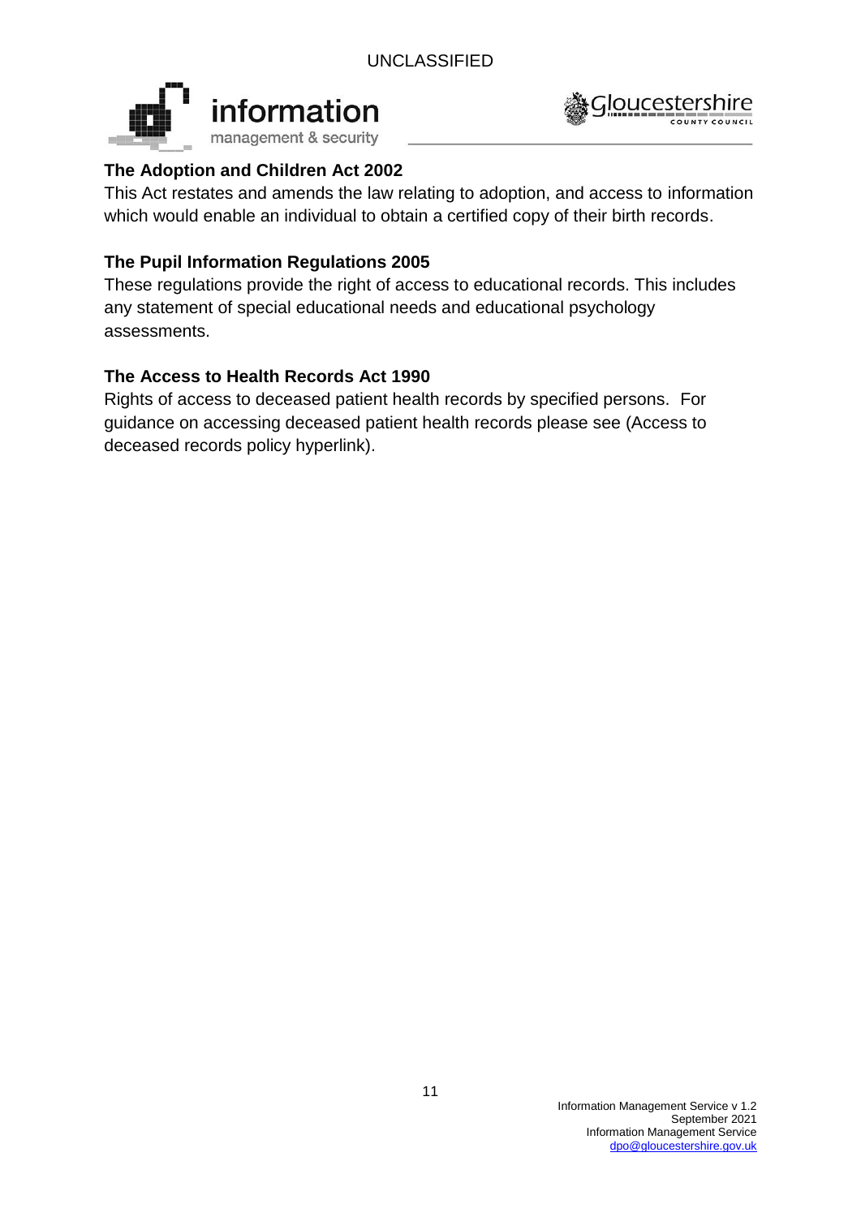## The Adoption and Children Act 2002

This Act restates and amends the law relating to adoption, and access to information which would enable an individual to obtain a certified copy of their birth records.

## The Pupil Information Regulations 2005

These regulations provide the right of access to educational records. This includes any statement of special educational needs and educational psychology assessments.

## The Access to Health Records Act 1990

Rights of access to deceased patient health records by specified persons. For guidance on accessing deceased patient health records please see (Access to deceased records policy hyperlink).